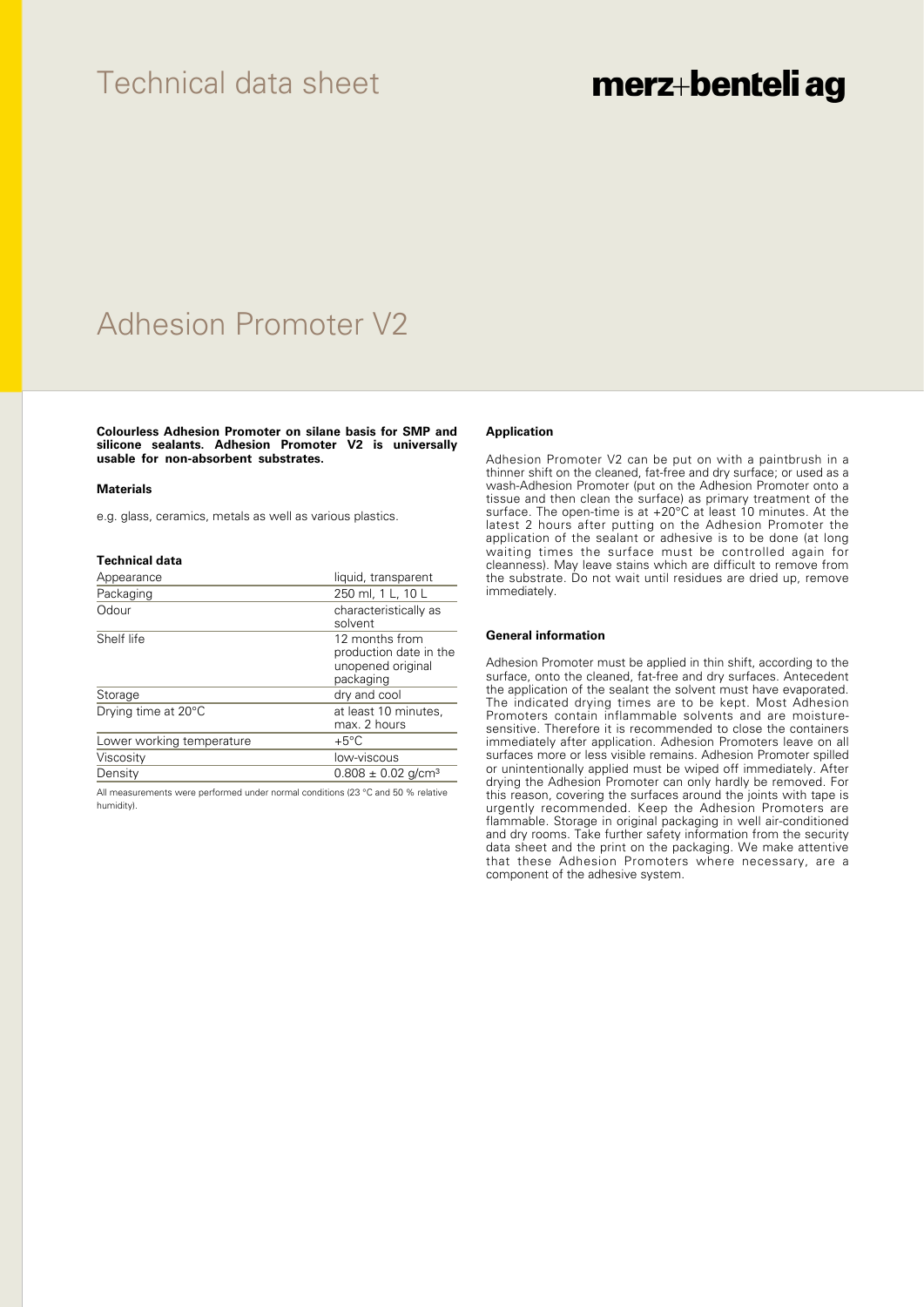Technical data sheet

**merz+benteli ag**

# Adhesion Promoter V2

**Colourless Adhesion Promoter on silane basis for SMP and silicone sealants. Adhesion Promoter V2 is universally usable for non-absorbent substrates.**

### Materials

e.g. glass, ceramics, metals as well as various plastics.

### Technical data

| | |
|---|---|
| Appearance | liquid, transparent |
| Packaging | 250 ml, 1 L, 10 L |
| Odour | characteristically as solvent |
| Shelf life | 12 months from production date in the unopened original packaging |
| Storage | dry and cool |
| Drying time at 20°C | at least 10 minutes, max. 2 hours |
| Lower working temperature | +5°C |
| Viscosity | low-viscous |
| Density | 0.808 ± 0.02 g/cm³ |

All measurements were performed under normal conditions (23 °C and 50 % relative humidity).

### Application

Adhesion Promoter V2 can be put on with a paintbrush in a thinner shift on the cleaned, fat-free and dry surface; or used as a wash-Adhesion Promoter (put on the Adhesion Promoter onto a tissue and then clean the surface) as primary treatment of the surface. The open-time is at +20°C at least 10 minutes. At the latest 2 hours after putting on the Adhesion Promoter the application of the sealant or adhesive is to be done (at long waiting times the surface must be controlled again for cleanness). May leave stains which are difficult to remove from the substrate. Do not wait until residues are dried up, remove immediately.

### General information

Adhesion Promoter must be applied in thin shift, according to the surface, onto the cleaned, fat-free and dry surfaces. Antecedent the application of the sealant the solvent must have evaporated. The indicated drying times are to be kept. Most Adhesion Promoters contain inflammable solvents and are moisture-sensitive. Therefore it is recommended to close the containers immediately after application. Adhesion Promoters leave on all surfaces more or less visible remains. Adhesion Promoter spilled or unintentionally applied must be wiped off immediately. After drying the Adhesion Promoter can only hardly be removed. For this reason, covering the surfaces around the joints with tape is urgently recommended. Keep the Adhesion Promoters are flammable. Storage in original packaging in well air-conditioned and dry rooms. Take further safety information from the security data sheet and the print on the packaging. We make attentive that these Adhesion Promoters where necessary, are a component of the adhesive system.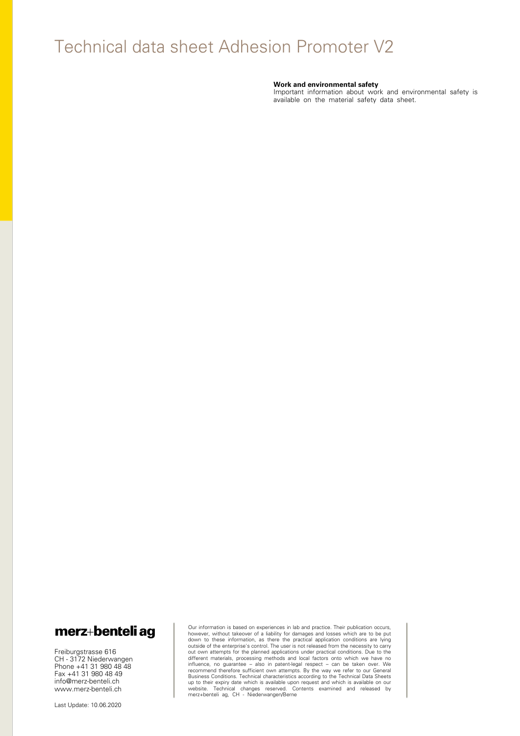# Technical data sheet Adhesion Promoter V2

**Work and environmental safety**
Important information about work and environmental safety is available on the material safety data sheet.

**merz+benteli ag**

Freiburgstrasse 616
CH - 3172 Niederwangen
Phone +41 31 980 48 48
Fax +41 31 980 48 49
info@merz-benteli.ch
www.merz-benteli.ch

Our information is based on experiences in lab and practice. Their publication occurs, however, without takeover of a liability for damages and losses which are to be put down to these information, as there the practical application conditions are lying outside of the enterprise's control. The user is not released from the necessity to carry out own attempts for the planned applications under practical conditions. Due to the different materials, processing methods and local factors onto which we have no influence, no guarantee – also in patent-legal respect – can be taken over. We recommend therefore sufficient own attempts. By the way we refer to our General Business Conditions. Technical characteristics according to the Technical Data Sheets up to their expiry date which is available upon request and which is available on our website. Technical changes reserved. Contents examined and released by merz+benteli ag, CH - Niederwangen/Berne

Last Update: 10.06.2020